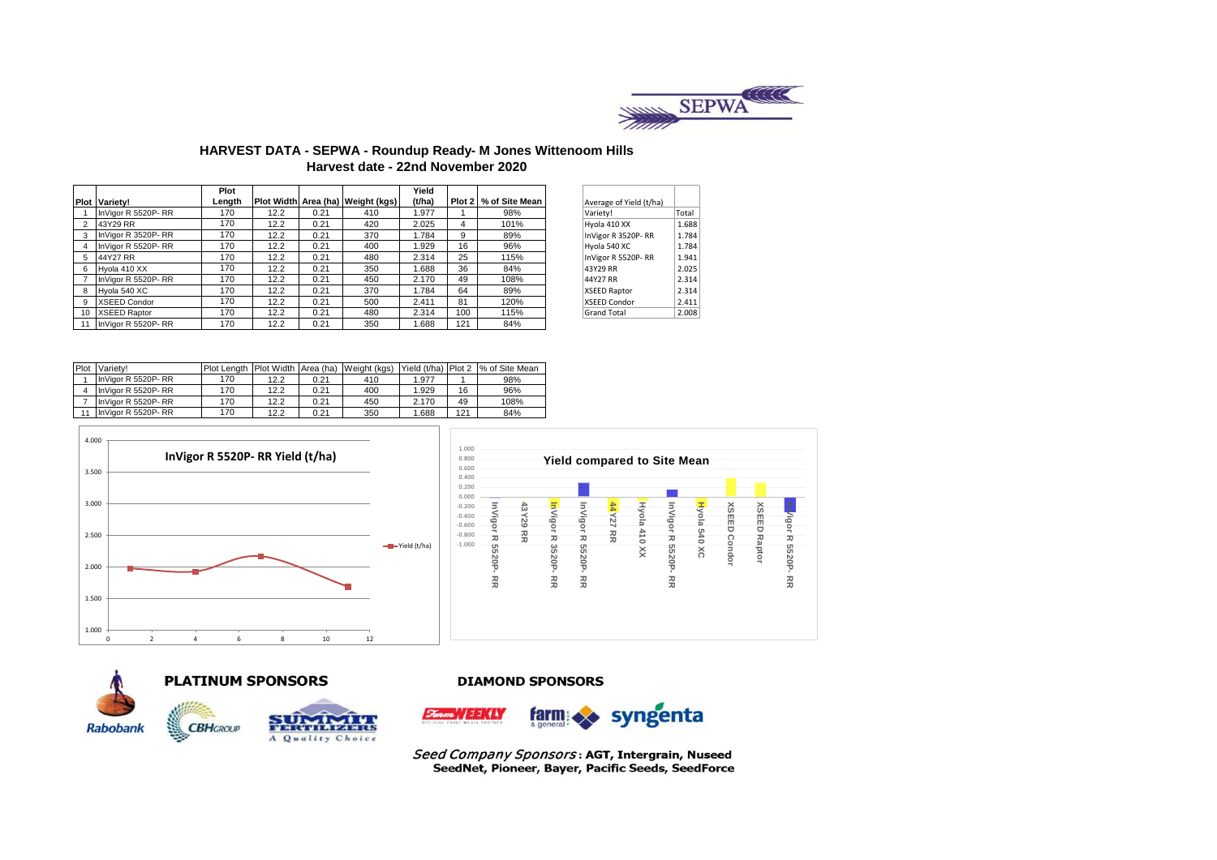# HARVEST DATA - SEPWA - Roundup Ready- M Jones Wittenoom Hills

## Harvest date - 22nd November 2020

| Plot | Variety! | Plot Length | Plot Width | Area (ha) | Weight (kgs) | Yield (t/ha) | Plot 2 | % of Site Mean |
|---|---|---|---|---|---|---|---|---|
| 1 | InVigor R 5520P- RR | 170 | 12.2 | 0.21 | 410 | 1.977 | 1 | 98% |
| 2 | 43Y29 RR | 170 | 12.2 | 0.21 | 420 | 2.025 | 4 | 101% |
| 3 | InVigor R 3520P- RR | 170 | 12.2 | 0.21 | 370 | 1.784 | 9 | 89% |
| 4 | InVigor R 5520P- RR | 170 | 12.2 | 0.21 | 400 | 1.929 | 16 | 96% |
| 5 | 44Y27 RR | 170 | 12.2 | 0.21 | 480 | 2.314 | 25 | 115% |
| 6 | Hyola 410 XX | 170 | 12.2 | 0.21 | 350 | 1.688 | 36 | 84% |
| 7 | InVigor R 5520P- RR | 170 | 12.2 | 0.21 | 450 | 2.170 | 49 | 108% |
| 8 | Hyola 540 XC | 170 | 12.2 | 0.21 | 370 | 1.784 | 64 | 89% |
| 9 | XSEED Condor | 170 | 12.2 | 0.21 | 500 | 2.411 | 81 | 120% |
| 10 | XSEED Raptor | 170 | 12.2 | 0.21 | 480 | 2.314 | 100 | 115% |
| 11 | InVigor R 5520P- RR | 170 | 12.2 | 0.21 | 350 | 1.688 | 121 | 84% |

| Average of Yield (t/ha) | |
|---|---|
| Variety! | Total |
| Hyola 410 XX | 1.688 |
| InVigor R 3520P- RR | 1.784 |
| Hyola 540 XC | 1.784 |
| InVigor R 5520P- RR | 1.941 |
| 43Y29 RR | 2.025 |
| 44Y27 RR | 2.314 |
| XSEED Raptor | 2.314 |
| XSEED Condor | 2.411 |
| Grand Total | 2.008 |

| Plot | Variety! | Plot Length | Plot Width | Area (ha) | Weight (kgs) | Yield (t/ha) | Plot 2 | % of Site Mean |
|---|---|---|---|---|---|---|---|---|
| 1 | InVigor R 5520P- RR | 170 | 12.2 | 0.21 | 410 | 1.977 | 1 | 98% |
| 4 | InVigor R 5520P- RR | 170 | 12.2 | 0.21 | 400 | 1.929 | 16 | 96% |
| 7 | InVigor R 5520P- RR | 170 | 12.2 | 0.21 | 450 | 2.170 | 49 | 108% |
| 11 | InVigor R 5520P- RR | 170 | 12.2 | 0.21 | 350 | 1.688 | 121 | 84% |

**InVigor R 5520P- RR Yield (t/ha)**

**Yield compared to Site Mean**

**PLATINUM SPONSORS**

Rabobank, CBH Group, Summit Fertilizers

**DIAMOND SPONSORS**

Farm Weekly, farm & general, syngenta

*Seed Company Sponsors*: **AGT, Intergrain, Nuseed SeedNet, Pioneer, Bayer, Pacific Seeds, SeedForce**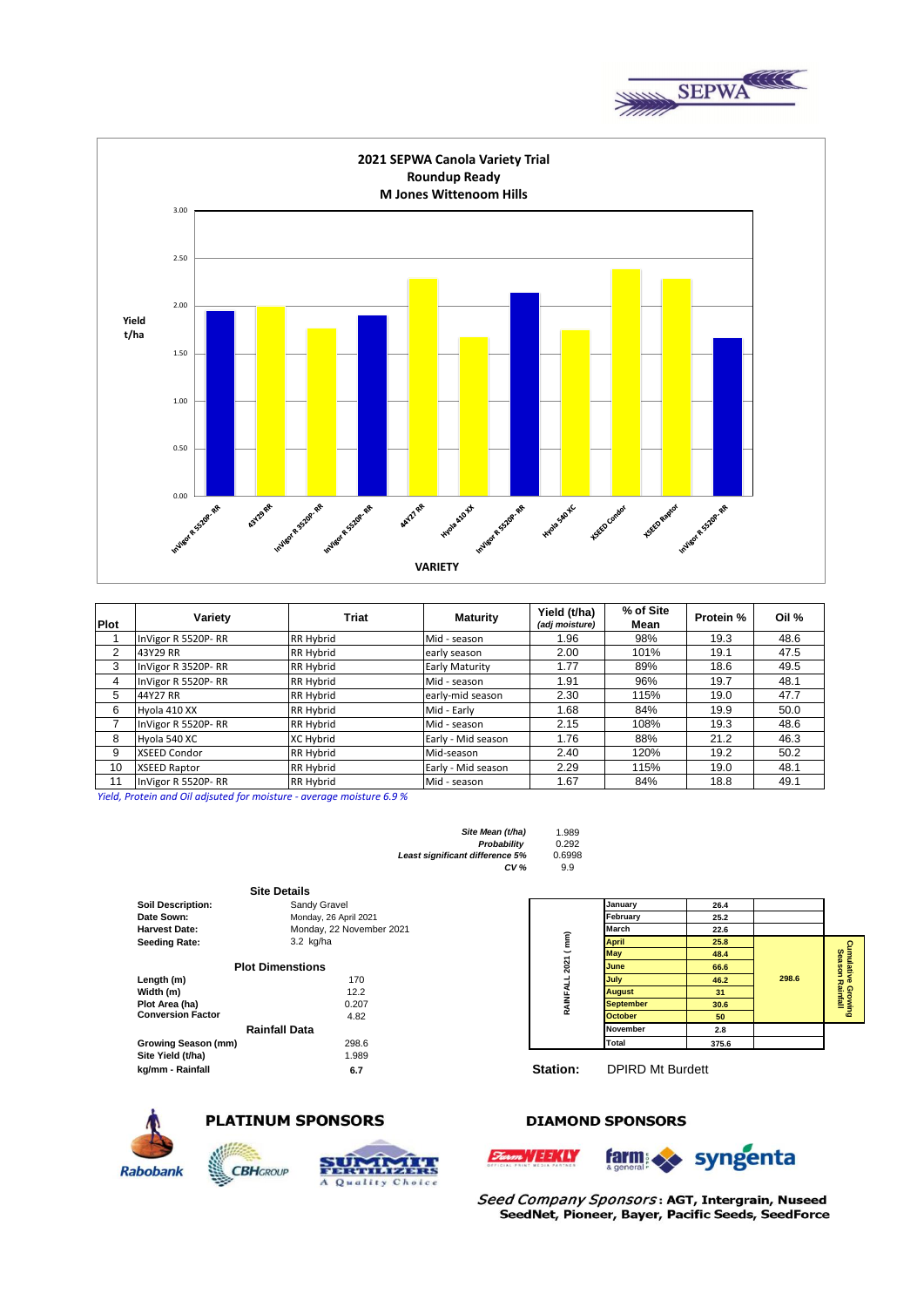# 2021 SEPWA Canola Variety Trial
## Roundup Ready
## M Jones Wittenoom Hills

| Plot | Variety | Triat | Maturity | Yield (t/ha) *(adj moisture)* | % of Site Mean | Protein % | Oil % |
|---|---|---|---|---|---|---|---|
| 1 | InVigor R 5520P- RR | RR Hybrid | Mid - season | 1.96 | 98% | 19.3 | 48.6 |
| 2 | 43Y29 RR | RR Hybrid | early season | 2.00 | 101% | 19.1 | 47.5 |
| 3 | InVigor R 3520P- RR | RR Hybrid | Early Maturity | 1.77 | 89% | 18.6 | 49.5 |
| 4 | InVigor R 5520P- RR | RR Hybrid | Mid - season | 1.91 | 96% | 19.7 | 48.1 |
| 5 | 44Y27 RR | RR Hybrid | early-mid season | 2.30 | 115% | 19.0 | 47.7 |
| 6 | Hyola 410 XX | RR Hybrid | Mid - Early | 1.68 | 84% | 19.9 | 50.0 |
| 7 | InVigor R 5520P- RR | RR Hybrid | Mid - season | 2.15 | 108% | 19.3 | 48.6 |
| 8 | Hyola 540 XC | XC Hybrid | Early - Mid season | 1.76 | 88% | 21.2 | 46.3 |
| 9 | XSEED Condor | RR Hybrid | Mid-season | 2.40 | 120% | 19.2 | 50.2 |
| 10 | XSEED Raptor | RR Hybrid | Early - Mid season | 2.29 | 115% | 19.0 | 48.1 |
| 11 | InVigor R 5520P- RR | RR Hybrid | Mid - season | 1.67 | 84% | 18.8 | 49.1 |

*Yield, Protein and Oil adjsuted for moisture - average moisture 6.9 %*

| | |
|---|---|
| *Site Mean (t/ha)* | 1.989 |
| *Probability* | 0.292 |
| *Least significant difference 5%* | 0.6998 |
| *CV %* | 9.9 |

### Site Details

| | |
|---|---|
| **Soil Description:** | Sandy Gravel |
| **Date Sown:** | Monday, 26 April 2021 |
| **Harvest Date:** | Monday, 22 November 2021 |
| **Seeding Rate:** | 3.2 kg/ha |

### Plot Dimenstions

| | |
|---|---|
| **Length (m)** | 170 |
| **Width (m)** | 12.2 |
| **Plot Area (ha)** | 0.207 |
| **Conversion Factor** | 4.82 |

### Rainfall Data

| | |
|---|---|
| **Growing Season (mm)** | 298.6 |
| **Site Yield (t/ha)** | 1.989 |
| **kg/mm - Rainfall** | **6.7** |

**RAINFALL 2021 ( mm)**

| Month | Rainfall | Cumulative Growing Season Rainfall |
|---|---|---|
| January | 26.4 | |
| February | 25.2 | |
| March | 22.6 | |
| April | 25.8 | 298.6 |
| May | 48.4 | |
| June | 66.6 | |
| July | 46.2 | |
| August | 31 | |
| September | 30.6 | |
| October | 50 | |
| November | 2.8 | |
| Total | 375.6 | |

**Station:** DPIRD Mt Burdett

**PLATINUM SPONSORS**

Rabobank, CBH Group, Summit Fertilizers

**DIAMOND SPONSORS**

Farm Weekly, farm & general, syngenta

*Seed Company Sponsors*: **AGT, Intergrain, Nuseed SeedNet, Pioneer, Bayer, Pacific Seeds, SeedForce**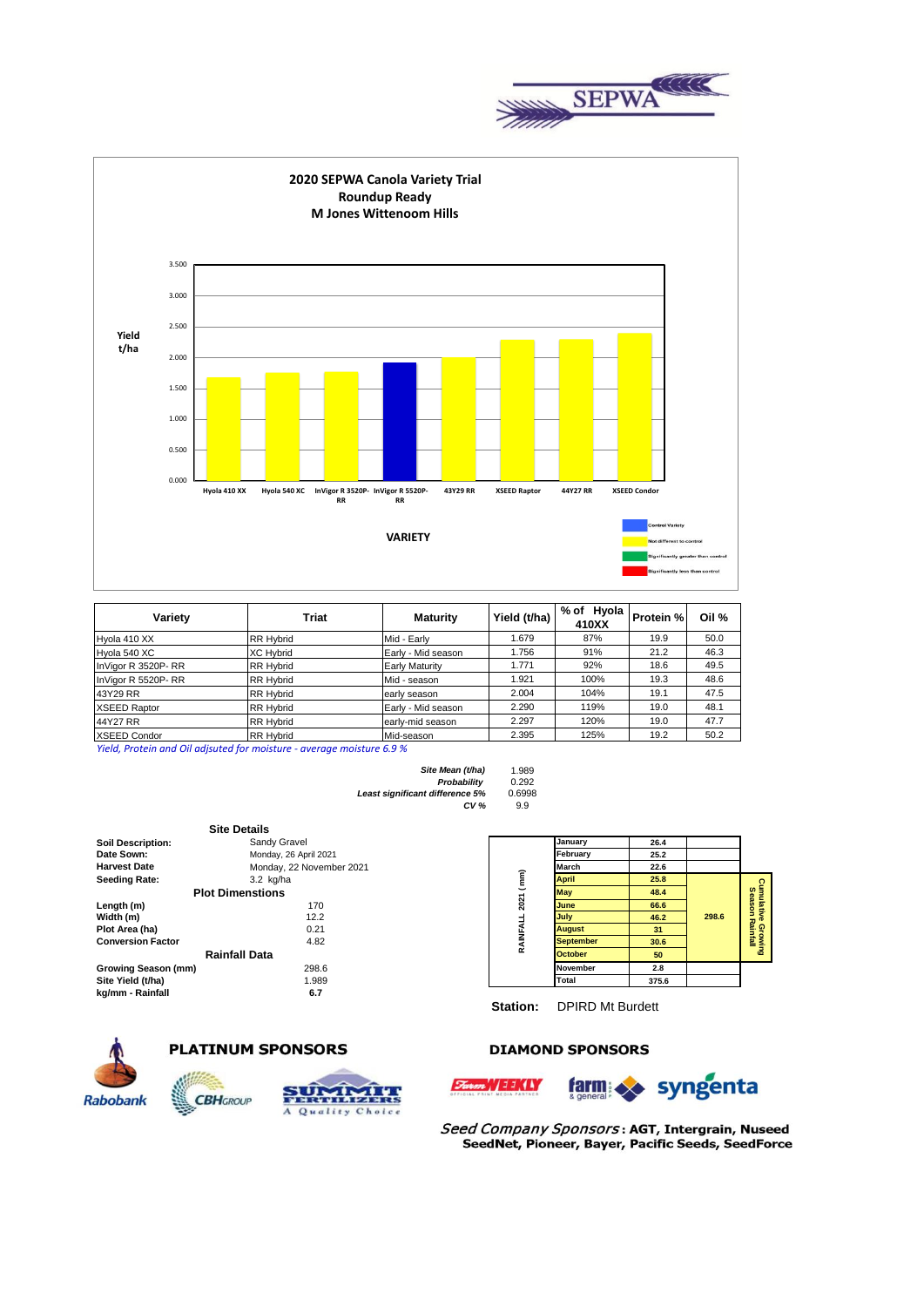SEPWA

# 2020 SEPWA Canola Variety Trial
## Roundup Ready
## M Jones Wittenoom Hills

Yield t/ha

3.500
3.000
2.500
2.000
1.500
1.000
0.500
0.000

Hyola 410 XX
Hyola 540 XC
InVigor R 3520P-RR
InVigor R 5520P-RR
43Y29 RR
XSEED Raptor
44Y27 RR
XSEED Condor

VARIETY

Control Variety
Not different to control
Significantly greater than control
Significantly less than control

| Variety | Triat | Maturity | Yield (t/ha) | % of Hyola 410XX | Protein % | Oil % |
|---|---|---|---|---|---|---|
| Hyola 410 XX | RR Hybrid | Mid - Early | 1.679 | 87% | 19.9 | 50.0 |
| Hyola 540 XC | XC Hybrid | Early - Mid season | 1.756 | 91% | 21.2 | 46.3 |
| InVigor R 3520P- RR | RR Hybrid | Early Maturity | 1.771 | 92% | 18.6 | 49.5 |
| InVigor R 5520P- RR | RR Hybrid | Mid - season | 1.921 | 100% | 19.3 | 48.6 |
| 43Y29 RR | RR Hybrid | early season | 2.004 | 104% | 19.1 | 47.5 |
| XSEED Raptor | RR Hybrid | Early - Mid season | 2.290 | 119% | 19.0 | 48.1 |
| 44Y27 RR | RR Hybrid | early-mid season | 2.297 | 120% | 19.0 | 47.7 |
| XSEED Condor | RR Hybrid | Mid-season | 2.395 | 125% | 19.2 | 50.2 |

*Yield, Protein and Oil adjsuted for moisture - average moisture 6.9 %*

| | |
|---|---|
| ***Site Mean (t/ha)*** | 1.989 |
| ***Probability*** | 0.292 |
| ***Least significant difference 5%*** | 0.6998 |
| ***CV %*** | 9.9 |

### Site Details

| | |
|---|---|
| **Soil Description:** | Sandy Gravel |
| **Date Sown:** | Monday, 26 April 2021 |
| **Harvest Date** | Monday, 22 November 2021 |
| **Seeding Rate:** | 3.2 kg/ha |

### Plot Dimentions

| | |
|---|---|
| **Length (m)** | 170 |
| **Width (m)** | 12.2 |
| **Plot Area (ha)** | 0.21 |
| **Conversion Factor** | 4.82 |

### Rainfall Data

| | |
|---|---|
| **Growing Season (mm)** | 298.6 |
| **Site Yield (t/ha)** | 1.989 |
| **kg/mm - Rainfall** | 6.7 |

RAINFALL 2021 (mm)

| Month | mm | Cumulative Growing Season Rainfall |
|---|---|---|
| January | 26.4 | |
| February | 25.2 | |
| March | 22.6 | |
| April | 25.8 | 298.6 |
| May | 48.4 | |
| June | 66.6 | |
| July | 46.2 | |
| August | 31 | |
| September | 30.6 | |
| October | 50 | |
| November | 2.8 | |
| Total | 375.6 | |

**Station:** DPIRD Mt Burdett

## PLATINUM SPONSORS

Rabobank, CBH GROUP, SUMMIT FERTILIZERS A Quality Choice

## DIAMOND SPONSORS

Farm WEEKLY, farm & general, syngenta

*Seed Company Sponsors*: **AGT, Intergrain, Nuseed SeedNet, Pioneer, Bayer, Pacific Seeds, SeedForce**